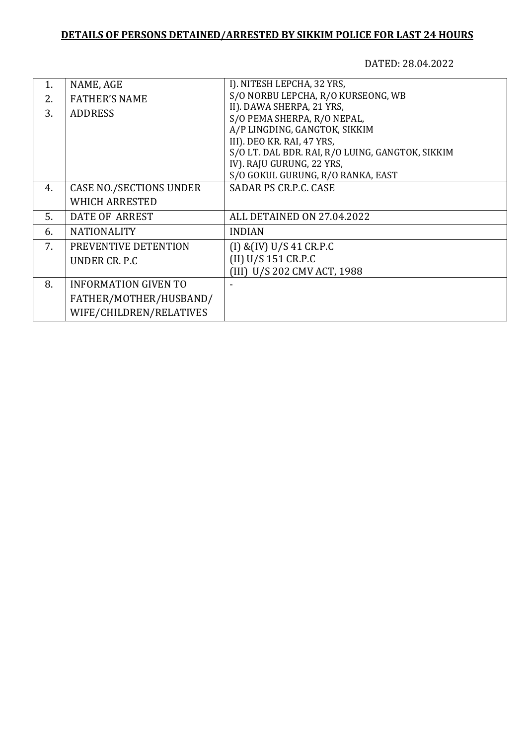**DETAILS OF PERSONS DETAINED/ARRESTED BY SIKKIM POLICE FOR LAST 24 HOURS**

DATED: 28.04.2022

| | | |
|---|---|---|
| 1.<br>2.<br>3. | NAME, AGE<br>FATHER'S NAME<br>ADDRESS | I). NITESH LEPCHA, 32 YRS,<br>S/O NORBU LEPCHA, R/O KURSEONG, WB<br>II). DAWA SHERPA, 21 YRS,<br>S/O PEMA SHERPA, R/O NEPAL,<br>A/P LINGDING, GANGTOK, SIKKIM<br>III). DEO KR. RAI, 47 YRS,<br>S/O LT. DAL BDR. RAI, R/O LUING, GANGTOK, SIKKIM<br>IV). RAJU GURUNG, 22 YRS,<br>S/O GOKUL GURUNG, R/O RANKA, EAST |
| 4. | CASE NO./SECTIONS UNDER WHICH ARRESTED | SADAR PS CR.P.C. CASE |
| 5. | DATE OF ARREST | ALL DETAINED ON 27.04.2022 |
| 6. | NATIONALITY | INDIAN |
| 7. | PREVENTIVE DETENTION UNDER CR. P.C | (I) &(IV) U/S 41 CR.P.C<br>(II) U/S 151 CR.P.C<br>(III) U/S 202 CMV ACT, 1988 |
| 8. | INFORMATION GIVEN TO FATHER/MOTHER/HUSBAND/ WIFE/CHILDREN/RELATIVES | - |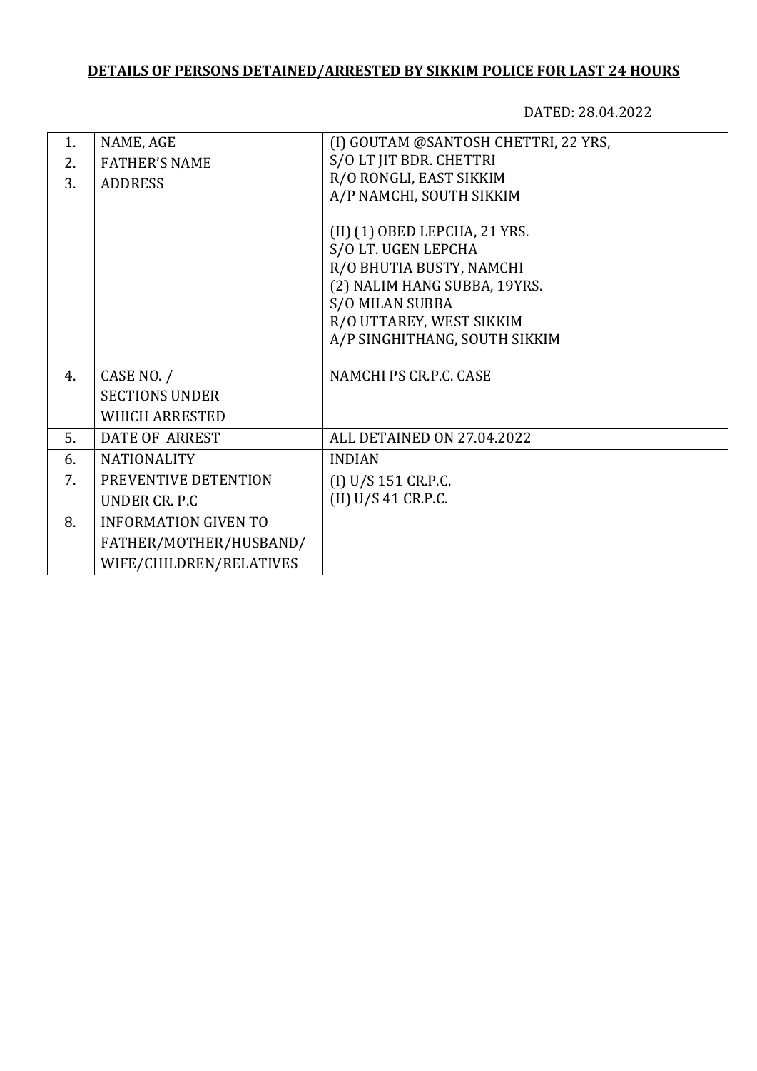**DETAILS OF PERSONS DETAINED/ARRESTED BY SIKKIM POLICE FOR LAST 24 HOURS**

DATED: 28.04.2022

| | | |
|---|---|---|
| 1.<br>2.<br>3. | NAME, AGE<br>FATHER'S NAME<br>ADDRESS | (I) GOUTAM @SANTOSH CHETTRI, 22 YRS,<br>S/O LT JIT BDR. CHETTRI<br>R/O RONGLI, EAST SIKKIM<br>A/P NAMCHI, SOUTH SIKKIM<br><br>(II) (1) OBED LEPCHA, 21 YRS.<br>S/O LT. UGEN LEPCHA<br>R/O BHUTIA BUSTY, NAMCHI<br>(2) NALIM HANG SUBBA, 19YRS.<br>S/O MILAN SUBBA<br>R/O UTTAREY, WEST SIKKIM<br>A/P SINGHITHANG, SOUTH SIKKIM |
| 4. | CASE NO. /<br>SECTIONS UNDER<br>WHICH ARRESTED | NAMCHI PS CR.P.C. CASE |
| 5. | DATE OF ARREST | ALL DETAINED ON 27.04.2022 |
| 6. | NATIONALITY | INDIAN |
| 7. | PREVENTIVE DETENTION<br>UNDER CR. P.C | (I) U/S 151 CR.P.C.<br>(II) U/S 41 CR.P.C. |
| 8. | INFORMATION GIVEN TO<br>FATHER/MOTHER/HUSBAND/<br>WIFE/CHILDREN/RELATIVES | |